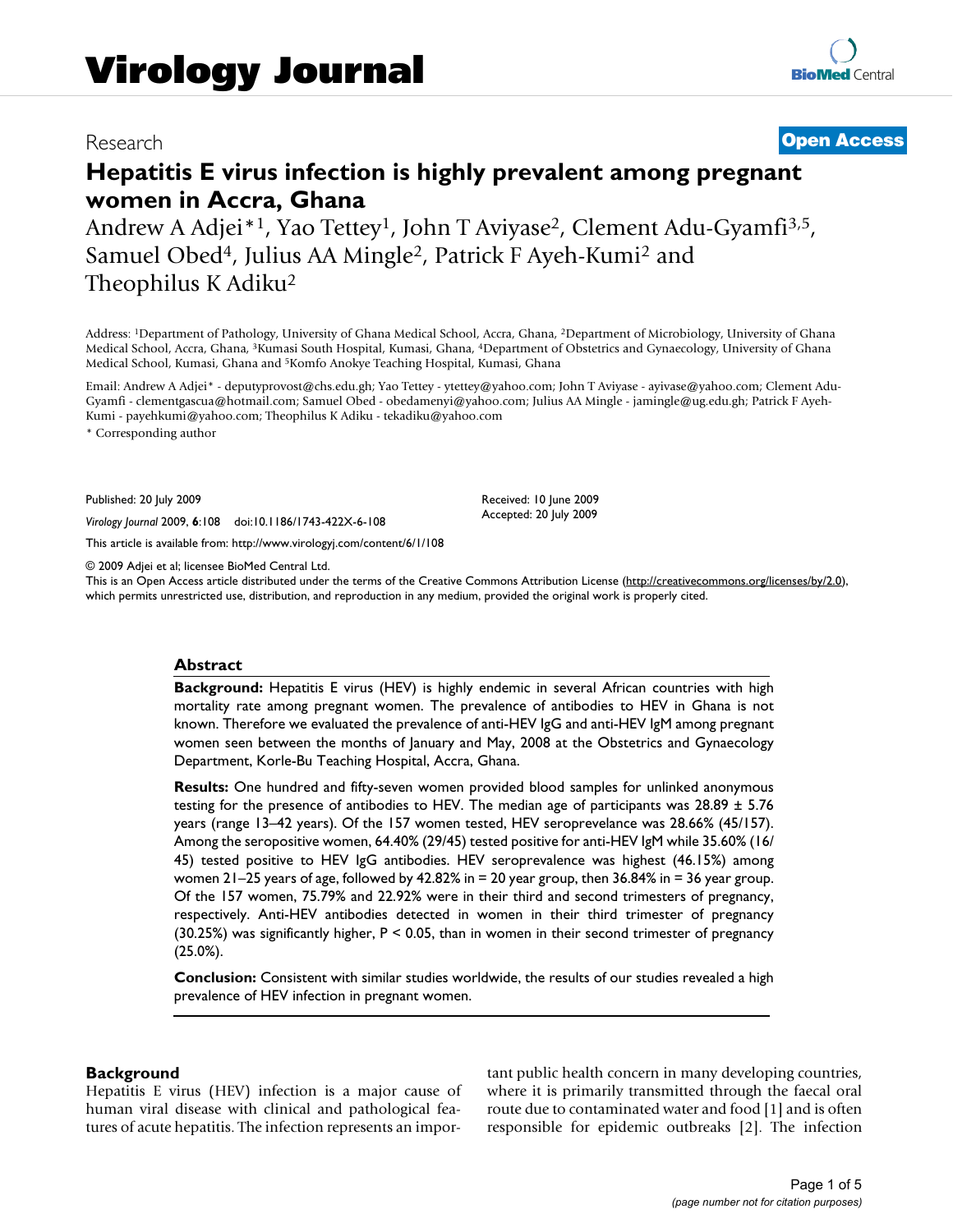Research

**Open Access**

# Hepatitis E virus infection is highly prevalent among pregnant women in Accra, Ghana

Andrew A Adjei*[1], Yao Tettey[1], John T Aviyase[2], Clement Adu-Gyamfi[3,5], Samuel Obed[4], Julius AA Mingle[2], Patrick F Ayeh-Kumi[2] and Theophilus K Adiku[2]

Address: [1]Department of Pathology, University of Ghana Medical School, Accra, Ghana, [2]Department of Microbiology, University of Ghana Medical School, Accra, Ghana, [3]Kumasi South Hospital, Kumasi, Ghana, [4]Department of Obstetrics and Gynaecology, University of Ghana Medical School, Kumasi, Ghana and [5]Komfo Anokye Teaching Hospital, Kumasi, Ghana

Email: Andrew A Adjei* - deputyprovost@chs.edu.gh; Yao Tettey - ytettey@yahoo.com; John T Aviyase - ayivase@yahoo.com; Clement Adu-Gyamfi - clementgascua@hotmail.com; Samuel Obed - obedamenyi@yahoo.com; Julius AA Mingle - jamingle@ug.edu.gh; Patrick F Ayeh-Kumi - payehkumi@yahoo.com; Theophilus K Adiku - tekadiku@yahoo.com

* Corresponding author

Published: 20 July 2009

*Virology Journal* 2009, **6**:108 doi:10.1186/1743-422X-6-108

Received: 10 June 2009
Accepted: 20 July 2009

This article is available from: http://www.virologyj.com/content/6/1/108

© 2009 Adjei et al; licensee BioMed Central Ltd.

This is an Open Access article distributed under the terms of the Creative Commons Attribution License (http://creativecommons.org/licenses/by/2.0), which permits unrestricted use, distribution, and reproduction in any medium, provided the original work is properly cited.

## Abstract

**Background:** Hepatitis E virus (HEV) is highly endemic in several African countries with high mortality rate among pregnant women. The prevalence of antibodies to HEV in Ghana is not known. Therefore we evaluated the prevalence of anti-HEV IgG and anti-HEV IgM among pregnant women seen between the months of January and May, 2008 at the Obstetrics and Gynaecology Department, Korle-Bu Teaching Hospital, Accra, Ghana.

**Results:** One hundred and fifty-seven women provided blood samples for unlinked anonymous testing for the presence of antibodies to HEV. The median age of participants was 28.89 ± 5.76 years (range 13–42 years). Of the 157 women tested, HEV seroprevelance was 28.66% (45/157). Among the seropositive women, 64.40% (29/45) tested positive for anti-HEV IgM while 35.60% (16/45) tested positive to HEV IgG antibodies. HEV seroprevalence was highest (46.15%) among women 21–25 years of age, followed by 42.82% in = 20 year group, then 36.84% in = 36 year group. Of the 157 women, 75.79% and 22.92% were in their third and second trimesters of pregnancy, respectively. Anti-HEV antibodies detected in women in their third trimester of pregnancy (30.25%) was significantly higher, $P < 0.05$, than in women in their second trimester of pregnancy (25.0%).

**Conclusion:** Consistent with similar studies worldwide, the results of our studies revealed a high prevalence of HEV infection in pregnant women.

## Background

Hepatitis E virus (HEV) infection is a major cause of human viral disease with clinical and pathological features of acute hepatitis. The infection represents an important public health concern in many developing countries, where it is primarily transmitted through the faecal oral route due to contaminated water and food [1] and is often responsible for epidemic outbreaks [2]. The infection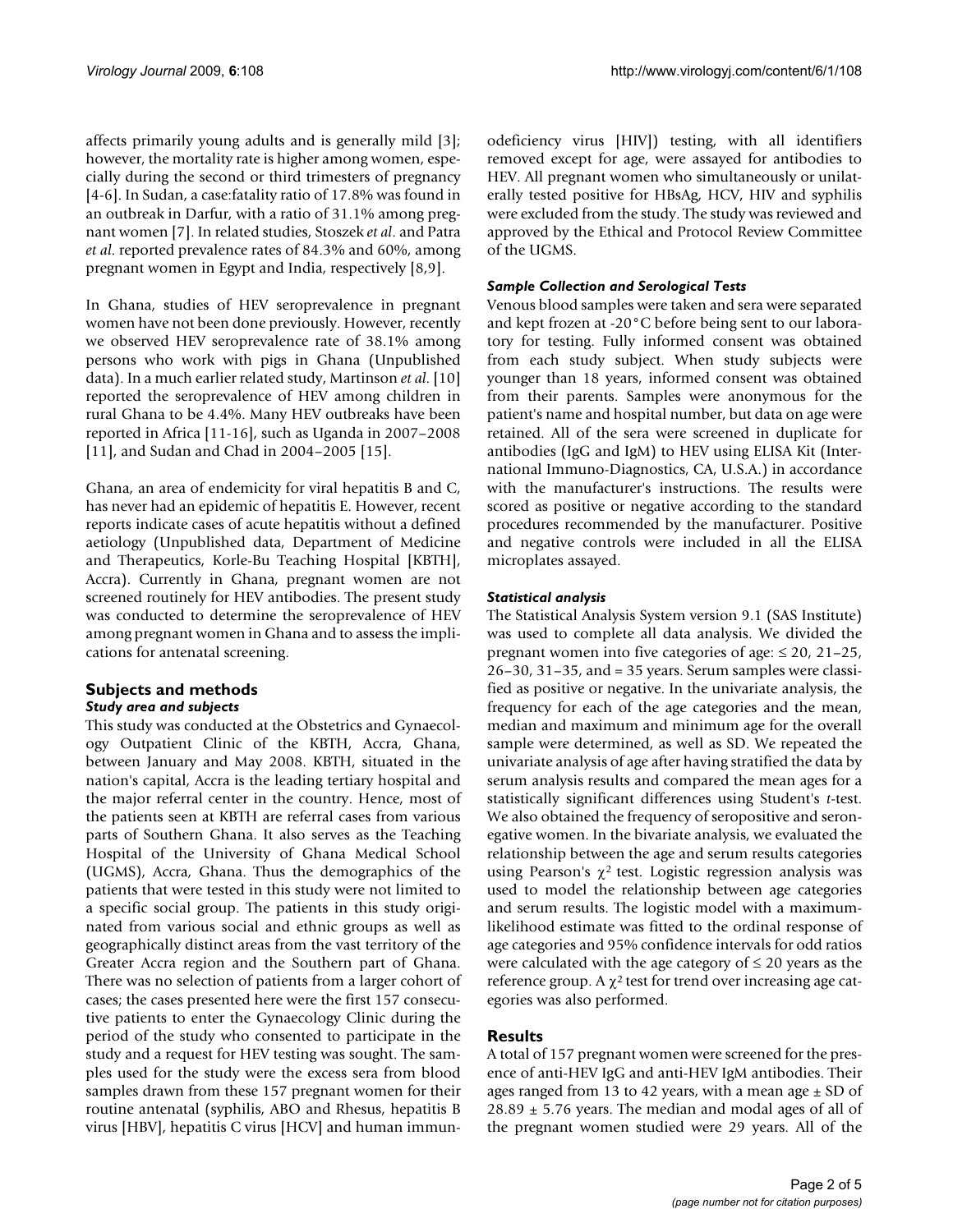affects primarily young adults and is generally mild [3]; however, the mortality rate is higher among women, especially during the second or third trimesters of pregnancy [4-6]. In Sudan, a case:fatality ratio of 17.8% was found in an outbreak in Darfur, with a ratio of 31.1% among pregnant women [7]. In related studies, Stoszek *et al*. and Patra *et al*. reported prevalence rates of 84.3% and 60%, among pregnant women in Egypt and India, respectively [8,9].

In Ghana, studies of HEV seroprevalence in pregnant women have not been done previously. However, recently we observed HEV seroprevalence rate of 38.1% among persons who work with pigs in Ghana (Unpublished data). In a much earlier related study, Martinson *et al*. [10] reported the seroprevalence of HEV among children in rural Ghana to be 4.4%. Many HEV outbreaks have been reported in Africa [11-16], such as Uganda in 2007–2008 [11], and Sudan and Chad in 2004–2005 [15].

Ghana, an area of endemicity for viral hepatitis B and C, has never had an epidemic of hepatitis E. However, recent reports indicate cases of acute hepatitis without a defined aetiology (Unpublished data, Department of Medicine and Therapeutics, Korle-Bu Teaching Hospital [KBTH], Accra). Currently in Ghana, pregnant women are not screened routinely for HEV antibodies. The present study was conducted to determine the seroprevalence of HEV among pregnant women in Ghana and to assess the implications for antenatal screening.

## Subjects and methods

### *Study area and subjects*

This study was conducted at the Obstetrics and Gynaecology Outpatient Clinic of the KBTH, Accra, Ghana, between January and May 2008. KBTH, situated in the nation's capital, Accra is the leading tertiary hospital and the major referral center in the country. Hence, most of the patients seen at KBTH are referral cases from various parts of Southern Ghana. It also serves as the Teaching Hospital of the University of Ghana Medical School (UGMS), Accra, Ghana. Thus the demographics of the patients that were tested in this study were not limited to a specific social group. The patients in this study originated from various social and ethnic groups as well as geographically distinct areas from the vast territory of the Greater Accra region and the Southern part of Ghana. There was no selection of patients from a larger cohort of cases; the cases presented here were the first 157 consecutive patients to enter the Gynaecology Clinic during the period of the study who consented to participate in the study and a request for HEV testing was sought. The samples used for the study were the excess sera from blood samples drawn from these 157 pregnant women for their routine antenatal (syphilis, ABO and Rhesus, hepatitis B virus [HBV], hepatitis C virus [HCV] and human immunodeficiency virus [HIV]) testing, with all identifiers removed except for age, were assayed for antibodies to HEV. All pregnant women who simultaneously or unilaterally tested positive for HBsAg, HCV, HIV and syphilis were excluded from the study. The study was reviewed and approved by the Ethical and Protocol Review Committee of the UGMS.

### *Sample Collection and Serological Tests*

Venous blood samples were taken and sera were separated and kept frozen at -20°C before being sent to our laboratory for testing. Fully informed consent was obtained from each study subject. When study subjects were younger than 18 years, informed consent was obtained from their parents. Samples were anonymous for the patient's name and hospital number, but data on age were retained. All of the sera were screened in duplicate for antibodies (IgG and IgM) to HEV using ELISA Kit (International Immuno-Diagnostics, CA, U.S.A.) in accordance with the manufacturer's instructions. The results were scored as positive or negative according to the standard procedures recommended by the manufacturer. Positive and negative controls were included in all the ELISA microplates assayed.

### *Statistical analysis*

The Statistical Analysis System version 9.1 (SAS Institute) was used to complete all data analysis. We divided the pregnant women into five categories of age: ≤ 20, 21–25, 26–30, 31–35, and = 35 years. Serum samples were classified as positive or negative. In the univariate analysis, the frequency for each of the age categories and the mean, median and maximum and minimum age for the overall sample were determined, as well as SD. We repeated the univariate analysis of age after having stratified the data by serum analysis results and compared the mean ages for a statistically significant differences using Student's *t*-test. We also obtained the frequency of seropositive and seronegative women. In the bivariate analysis, we evaluated the relationship between the age and serum results categories using Pearson's $\chi^2$ test. Logistic regression analysis was used to model the relationship between age categories and serum results. The logistic model with a maximum-likelihood estimate was fitted to the ordinal response of age categories and 95% confidence intervals for odd ratios were calculated with the age category of ≤ 20 years as the reference group. A $\chi^2$ test for trend over increasing age categories was also performed.

## Results

A total of 157 pregnant women were screened for the presence of anti-HEV IgG and anti-HEV IgM antibodies. Their ages ranged from 13 to 42 years, with a mean age ± SD of 28.89 ± 5.76 years. The median and modal ages of all of the pregnant women studied were 29 years. All of the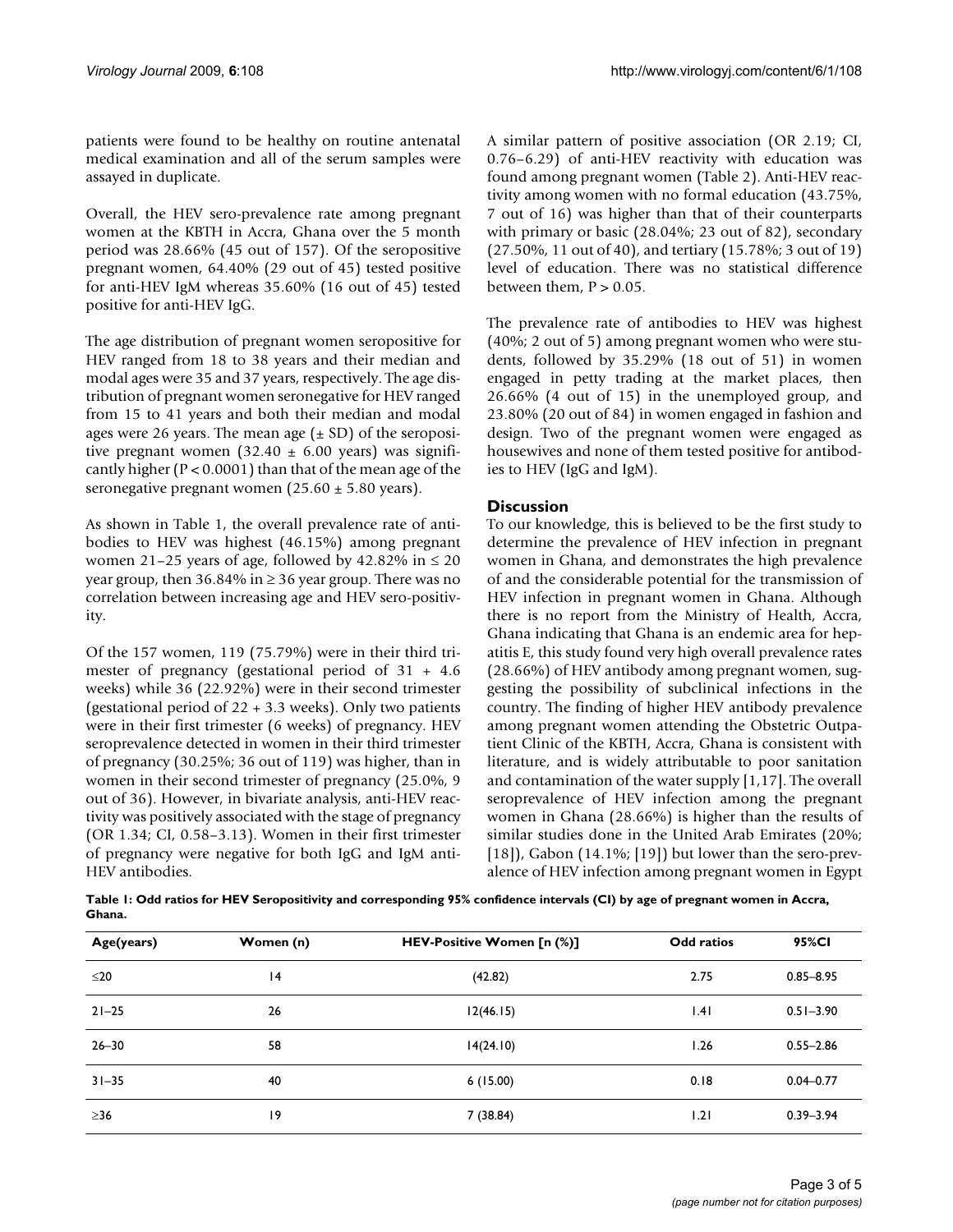patients were found to be healthy on routine antenatal medical examination and all of the serum samples were assayed in duplicate.

Overall, the HEV sero-prevalence rate among pregnant women at the KBTH in Accra, Ghana over the 5 month period was 28.66% (45 out of 157). Of the seropositive pregnant women, 64.40% (29 out of 45) tested positive for anti-HEV IgM whereas 35.60% (16 out of 45) tested positive for anti-HEV IgG.

The age distribution of pregnant women seropositive for HEV ranged from 18 to 38 years and their median and modal ages were 35 and 37 years, respectively. The age distribution of pregnant women seronegative for HEV ranged from 15 to 41 years and both their median and modal ages were 26 years. The mean age (± SD) of the seropositive pregnant women (32.40 ± 6.00 years) was significantly higher ($P < 0.0001$) than that of the mean age of the seronegative pregnant women (25.60 ± 5.80 years).

As shown in Table 1, the overall prevalence rate of antibodies to HEV was highest (46.15%) among pregnant women 21–25 years of age, followed by 42.82% in ≤ 20 year group, then 36.84% in ≥ 36 year group. There was no correlation between increasing age and HEV sero-positivity.

Of the 157 women, 119 (75.79%) were in their third trimester of pregnancy (gestational period of 31 + 4.6 weeks) while 36 (22.92%) were in their second trimester (gestational period of 22 + 3.3 weeks). Only two patients were in their first trimester (6 weeks) of pregnancy. HEV seroprevalence detected in women in their third trimester of pregnancy (30.25%; 36 out of 119) was higher, than in women in their second trimester of pregnancy (25.0%, 9 out of 36). However, in bivariate analysis, anti-HEV reactivity was positively associated with the stage of pregnancy (OR 1.34; CI, 0.58–3.13). Women in their first trimester of pregnancy were negative for both IgG and IgM anti-HEV antibodies.

A similar pattern of positive association (OR 2.19; CI, 0.76–6.29) of anti-HEV reactivity with education was found among pregnant women (Table 2). Anti-HEV reactivity among women with no formal education (43.75%, 7 out of 16) was higher than that of their counterparts with primary or basic (28.04%; 23 out of 82), secondary (27.50%, 11 out of 40), and tertiary (15.78%; 3 out of 19) level of education. There was no statistical difference between them, $P > 0.05$.

The prevalence rate of antibodies to HEV was highest (40%; 2 out of 5) among pregnant women who were students, followed by 35.29% (18 out of 51) in women engaged in petty trading at the market places, then 26.66% (4 out of 15) in the unemployed group, and 23.80% (20 out of 84) in women engaged in fashion and design. Two of the pregnant women were engaged as housewives and none of them tested positive for antibodies to HEV (IgG and IgM).

## Discussion

To our knowledge, this is believed to be the first study to determine the prevalence of HEV infection in pregnant women in Ghana, and demonstrates the high prevalence of and the considerable potential for the transmission of HEV infection in pregnant women in Ghana. Although there is no report from the Ministry of Health, Accra, Ghana indicating that Ghana is an endemic area for hepatitis E, this study found very high overall prevalence rates (28.66%) of HEV antibody among pregnant women, suggesting the possibility of subclinical infections in the country. The finding of higher HEV antibody prevalence among pregnant women attending the Obstetric Outpatient Clinic of the KBTH, Accra, Ghana is consistent with literature, and is widely attributable to poor sanitation and contamination of the water supply [1,17]. The overall seroprevalence of HEV infection among the pregnant women in Ghana (28.66%) is higher than the results of similar studies done in the United Arab Emirates (20%; [18]), Gabon (14.1%; [19]) but lower than the sero-prevalence of HEV infection among pregnant women in Egypt

**Table 1: Odd ratios for HEV Seropositivity and corresponding 95% confidence intervals (CI) by age of pregnant women in Accra, Ghana.**

| Age(years) | Women (n) | HEV-Positive Women [n (%)] | Odd ratios | 95%CI |
| --- | --- | --- | --- | --- |
| ≤20 | 14 | (42.82) | 2.75 | 0.85–8.95 |
| 21–25 | 26 | 12(46.15) | 1.41 | 0.51–3.90 |
| 26–30 | 58 | 14(24.10) | 1.26 | 0.55–2.86 |
| 31–35 | 40 | 6 (15.00) | 0.18 | 0.04–0.77 |
| ≥36 | 19 | 7 (38.84) | 1.21 | 0.39–3.94 |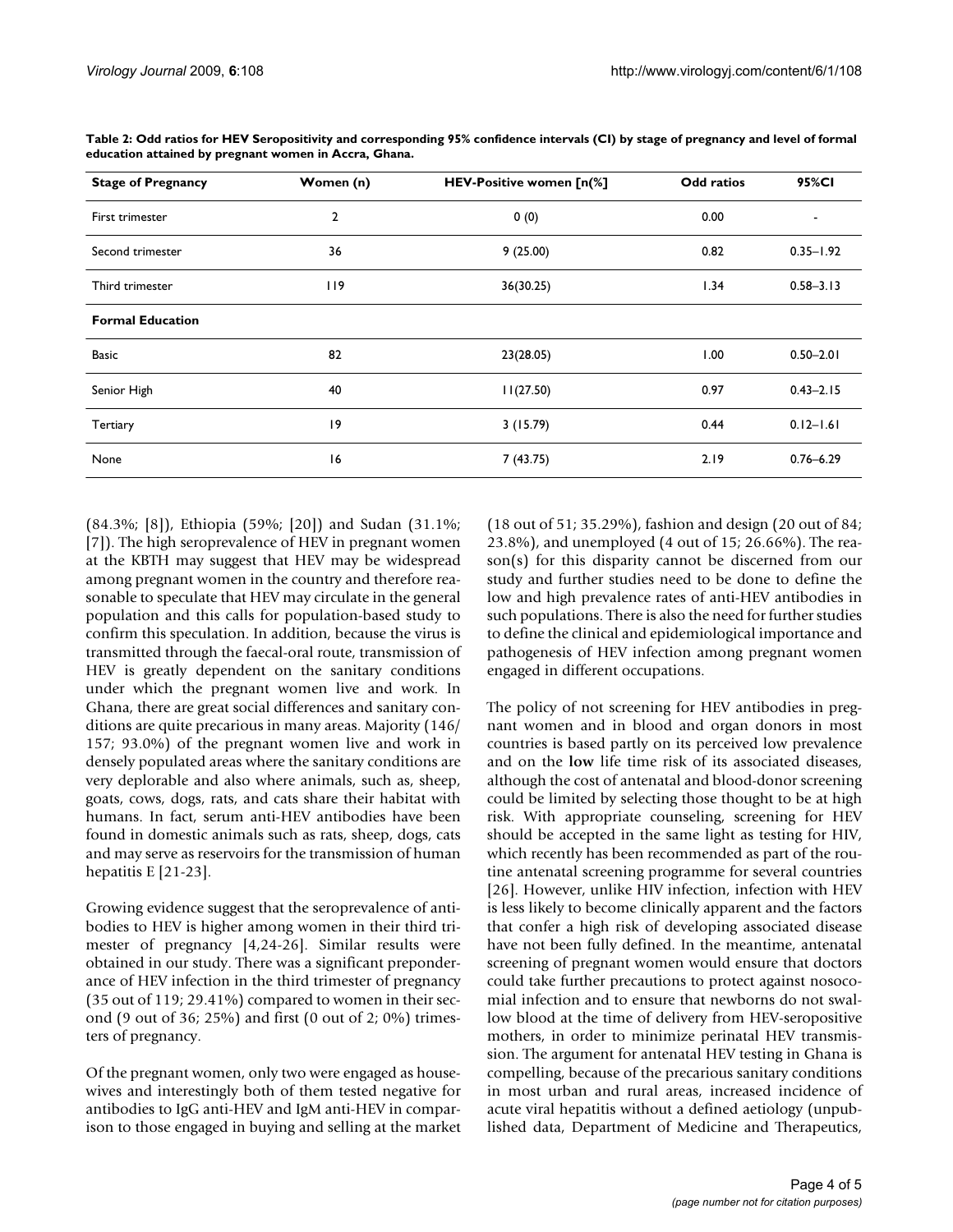**Table 2: Odd ratios for HEV Seropositivity and corresponding 95% confidence intervals (CI) by stage of pregnancy and level of formal education attained by pregnant women in Accra, Ghana.**

| Stage of Pregnancy | Women (n) | HEV-Positive women [n(%] | Odd ratios | 95%CI |
| --- | --- | --- | --- | --- |
| First trimester | 2 | 0 (0) | 0.00 | - |
| Second trimester | 36 | 9 (25.00) | 0.82 | 0.35–1.92 |
| Third trimester | 119 | 36(30.25) | 1.34 | 0.58–3.13 |
| **Formal Education** | | | | |
| Basic | 82 | 23(28.05) | 1.00 | 0.50–2.01 |
| Senior High | 40 | 11(27.50) | 0.97 | 0.43–2.15 |
| Tertiary | 19 | 3 (15.79) | 0.44 | 0.12–1.61 |
| None | 16 | 7 (43.75) | 2.19 | 0.76–6.29 |

(84.3%; [8]), Ethiopia (59%; [20]) and Sudan (31.1%; [7]). The high seroprevalence of HEV in pregnant women at the KBTH may suggest that HEV may be widespread among pregnant women in the country and therefore reasonable to speculate that HEV may circulate in the general population and this calls for population-based study to confirm this speculation. In addition, because the virus is transmitted through the faecal-oral route, transmission of HEV is greatly dependent on the sanitary conditions under which the pregnant women live and work. In Ghana, there are great social differences and sanitary conditions are quite precarious in many areas. Majority (146/157; 93.0%) of the pregnant women live and work in densely populated areas where the sanitary conditions are very deplorable and also where animals, such as, sheep, goats, cows, dogs, rats, and cats share their habitat with humans. In fact, serum anti-HEV antibodies have been found in domestic animals such as rats, sheep, dogs, cats and may serve as reservoirs for the transmission of human hepatitis E [21-23].

Growing evidence suggest that the seroprevalence of antibodies to HEV is higher among women in their third trimester of pregnancy [4,24-26]. Similar results were obtained in our study. There was a significant preponderance of HEV infection in the third trimester of pregnancy (35 out of 119; 29.41%) compared to women in their second (9 out of 36; 25%) and first (0 out of 2; 0%) trimesters of pregnancy.

Of the pregnant women, only two were engaged as housewives and interestingly both of them tested negative for antibodies to IgG anti-HEV and IgM anti-HEV in comparison to those engaged in buying and selling at the market (18 out of 51; 35.29%), fashion and design (20 out of 84; 23.8%), and unemployed (4 out of 15; 26.66%). The reason(s) for this disparity cannot be discerned from our study and further studies need to be done to define the low and high prevalence rates of anti-HEV antibodies in such populations. There is also the need for further studies to define the clinical and epidemiological importance and pathogenesis of HEV infection among pregnant women engaged in different occupations.

The policy of not screening for HEV antibodies in pregnant women and in blood and organ donors in most countries is based partly on its perceived low prevalence and on the low life time risk of its associated diseases, although the cost of antenatal and blood-donor screening could be limited by selecting those thought to be at high risk. With appropriate counseling, screening for HEV should be accepted in the same light as testing for HIV, which recently has been recommended as part of the routine antenatal screening programme for several countries [26]. However, unlike HIV infection, infection with HEV is less likely to become clinically apparent and the factors that confer a high risk of developing associated disease have not been fully defined. In the meantime, antenatal screening of pregnant women would ensure that doctors could take further precautions to protect against nosocomial infection and to ensure that newborns do not swallow blood at the time of delivery from HEV-seropositive mothers, in order to minimize perinatal HEV transmission. The argument for antenatal HEV testing in Ghana is compelling, because of the precarious sanitary conditions in most urban and rural areas, increased incidence of acute viral hepatitis without a defined aetiology (unpublished data, Department of Medicine and Therapeutics,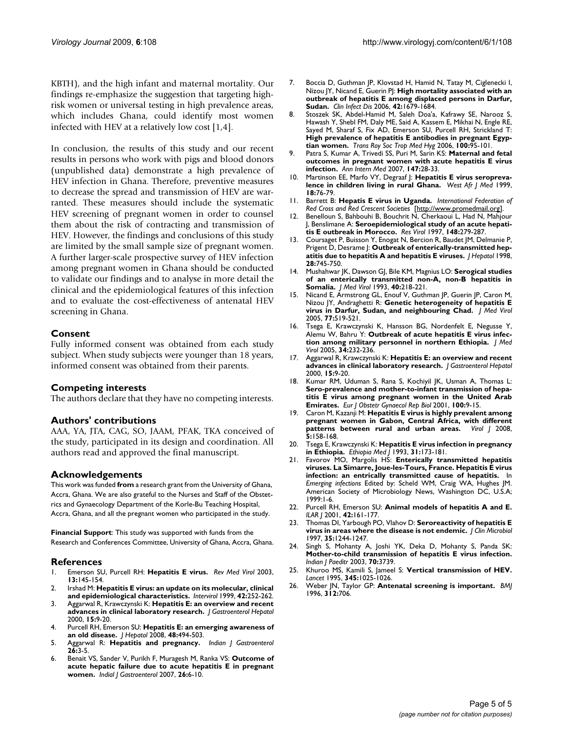KBTH), and the high infant and maternal mortality. Our findings re-emphasize the suggestion that targeting high-risk women or universal testing in high prevalence areas, which includes Ghana, could identify most women infected with HEV at a relatively low cost [1,4].

In conclusion, the results of this study and our recent results in persons who work with pigs and blood donors (unpublished data) demonstrate a high prevalence of HEV infection in Ghana. Therefore, preventive measures to decrease the spread and transmission of HEV are warranted. These measures should include the systematic HEV screening of pregnant women in order to counsel them about the risk of contracting and transmission of HEV. However, the findings and conclusions of this study are limited by the small sample size of pregnant women. A further larger-scale prospective survey of HEV infection among pregnant women in Ghana should be conducted to validate our findings and to analyse in more detail the clinical and the epidemiological features of this infection and to evaluate the cost-effectiveness of antenatal HEV screening in Ghana.

## Consent

Fully informed consent was obtained from each study subject. When study subjects were younger than 18 years, informed consent was obtained from their parents.

## Competing interests

The authors declare that they have no competing interests.

## Authors' contributions

AAA, YA, JTA, CAG, SO, JAAM, PFAK, TKA conceived of the study, participated in its design and coordination. All authors read and approved the final manuscript.

## Acknowledgements

This work was funded **from** a research grant from the University of Ghana, Accra, Ghana. We are also grateful to the Nurses and Staff of the Obstetrics and Gynaecology Department of the Korle-Bu Teaching Hospital, Accra, Ghana, and all the pregnant women who participated in the study.

**Financial Support**: This study was supported with funds from the Research and Conferences Committee, University of Ghana, Accra, Ghana.

## References

1. Emerson SU, Purcell RH: **Hepatitis E virus.** *Rev Med Virol* 2003, **13:**145-154.
2. Irshad M: **Hepatitis E virus: an update on its molecular, clinical and epidemiological characteristics.** *Intervirol* 1999, **42:**252-262.
3. Aggarwal R, Krawczynski K: **Hepatitis E: an overview and recent advances in clinical laboratory research.** *J Gastroenterol Hepatol* 2000, **15:**9-20.
4. Purcell RH, Emerson SU: **Hepatitis E: an emerging awareness of an old disease.** *J Hepatol* 2008, **48:**494-503.
5. Aggarwal R: **Hepatitis and pregnancy.** *Indian J Gastroenterol* **26:**3-5.
6. Benait VS, Sander V, Purikh F, Muragesh M, Ranka VS: **Outcome of acute hepatic failure due to acute hepatitis E in pregnant women.** *Indial J Gastroenterol* 2007, **26:**6-10.
7. Boccia D, Guthman JP, Klovstad H, Hamid N, Tatay M, Ciglenecki I, Nizou JY, Nicand E, Guerin PJ: **High mortality associated with an outbreak of hepatitis E among displaced persons in Darfur, Sudan.** *Clin Infect Dis* 2006, **42:**1679-1684.
8. Stoszek SK, Abdel-Hamid M, Saleh Doa'a, Kafrawy SE, Narooz S, Hawash Y, Shebl FM, Daly ME, Said A, Kassem E, Mikhai N, Engle RE, Sayed M, Sharaf S, Fix AD, Emerson SU, Purcell RH, Strickland T: **High prevalence of hepatitis E antibodies in pregnant Egyptian women.** *Trans Roy Soc Trop Med Hyg* 2006, **100:**95-101.
9. Patra S, Kumar A, Trivedi SS, Puri M, Sarin KS: **Maternal and fetal outcomes in pregnant women with acute hepatitis E virus infection.** *Ann Intern Med* 2007, **147:**28-33.
10. Martinson EE, Marfo VY, Degraaf J: **Hepatitis E virus seroprevalence in children living in rural Ghana.** *West Afr J Med* 1999, **18:**76-79.
11. Barrett B: **Hepatis E virus in Uganda.** *International Federation of Red Cross and Red Crescent Societies* [http://www.promedmail.org].
12. Benelloun S, Bahbouhi B, Bouchrit N, Cherkaoui L, Had N, Mahjour J, Benslimane A: **Seroepidemiological study of an acute hepatitis E outbreak in Morocco.** *Res Virol* 1997, **148:**279-287.
13. Coursaget P, Buisson Y, Enogat N, Bercion R, Baudet JM, Delmanie P, Prigent D, Desrame J: **Outbreak of enterically-transmitted hepatitis due to hepatitis A and hepatitis E viruses.** *J Hepatol* 1998, **28:**745-750.
14. Mushahwar JK, Dawson GJ, Bile KM, Magnius LO: **Serogical studies of an enterically transmitted non-A, non-B hepatitis in Somalia.** *J Med Virol* 1993, **40:**218-221.
15. Nicand E, Armstrong GL, Enouf V, Guthman JP, Guerin JP, Caron M, Nizou JY, Andraghetti R: **Genetic heterogeneity of hepatitis E virus in Darfur, Sudan, and neighbouring Chad.** *J Med Virol* 2005, **77:**519-521.
16. Tsega E, Krawczynski K, Hansson BG, Nordenfelt E, Negusse Y, Alemu W, Bahru Y: **Outbreak of acute hepatitis E virus infection among military personnel in northern Ethiopia.** *J Med Virol* 2005, **34:**232-236.
17. Aggarwal R, Krawczynski K: **Hepatitis E: an overview and recent advances in clinical laboratory research.** *J Gastroenterol Hepatol* 2000, **15:**9-20.
18. Kumar RM, Uduman S, Rana S, Kochiyil JK, Usman A, Thomas L: **Sero-prevalence and mother-to-infant transmission of hepatitis E virus among pregnant women in the United Arab Emirates.** *Eur J Obstetr Gynaecol Rep Biol* 2001, **100:**9-15.
19. Caron M, Kazanji M: **Hepatitis E virus is highly prevalent among pregnant women in Gabon, Central Africa, with different patterns between rural and urban areas.** *Virol J* 2008, **5:**158-168.
20. Tsega E, Krawczynski K: **Hepatitis E virus infection in pregnancy in Ethiopia.** *Ethiopia Med J* 1993, **31:**173-181.
21. Favorov MO, Margolis HS: **Enterically transmitted hepatitis viruses. La Simarre, Joue-les-Tours, France. Hepatitis E virus infection: an entrically transmitted cause of hepatitis.** In *Emerging infections* Edited by: Scheld WM, Craig WA, Hughes JM. American Society of Microbiology News, Washington DC, U.S.A; 1999:1-6.
22. Purcell RH, Emerson SU: **Animal models of hepatitis A and E.** *ILAR J* 2001, **42:**161-177.
23. Thomas DI, Yarbough PO, Vlahov D: **Seroreactivity of hepatitis E virus in areas where the disease is not endemic.** *J Clin Microbiol* 1997, **35:**1244-1247.
24. Singh S, Mohanty A, Joshi YK, Deka D, Mohanty S, Panda SK: **Mother-to-child transmission of hepatitis E virus infection.** *Indian J Paeditr* 2003, **70:**3739.
25. Khuroo MS, Kamili S, Jameel S: **Vertical transmission of HEV.** *Lancet* 1995, **345:**1025-1026.
26. Weber JN, Taylor GP: **Antenatal screening is important.** *BMJ* 1996, **312:**706.